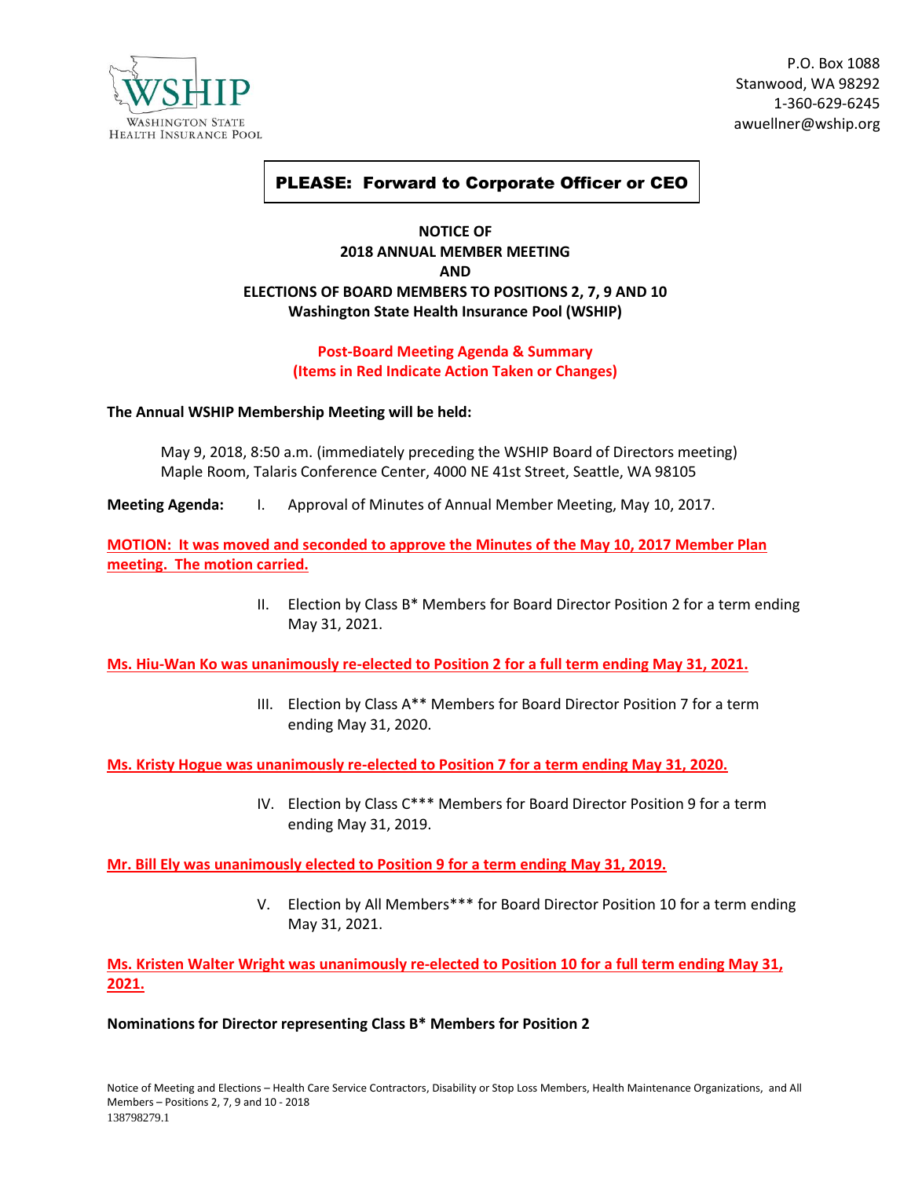WSHIP
WASHINGTON STATE
HEALTH INSURANCE POOL

P.O. Box 1088
Stanwood, WA 98292
1-360-629-6245
awuellner@wship.org

**PLEASE: Forward to Corporate Officer or CEO**

**NOTICE OF**
**2018 ANNUAL MEMBER MEETING**
**AND**
**ELECTIONS OF BOARD MEMBERS TO POSITIONS 2, 7, 9 AND 10**
**Washington State Health Insurance Pool (WSHIP)**

**Post-Board Meeting Agenda & Summary**
**(Items in Red Indicate Action Taken or Changes)**

**The Annual WSHIP Membership Meeting will be held:**

May 9, 2018, 8:50 a.m. (immediately preceding the WSHIP Board of Directors meeting)
Maple Room, Talaris Conference Center, 4000 NE 41st Street, Seattle, WA 98105

**Meeting Agenda:** I. Approval of Minutes of Annual Member Meeting, May 10, 2017.

**MOTION: It was moved and seconded to approve the Minutes of the May 10, 2017 Member Plan meeting. The motion carried.**

II. Election by Class B* Members for Board Director Position 2 for a term ending May 31, 2021.

**Ms. Hiu-Wan Ko was unanimously re-elected to Position 2 for a full term ending May 31, 2021.**

III. Election by Class A** Members for Board Director Position 7 for a term ending May 31, 2020.

**Ms. Kristy Hogue was unanimously re-elected to Position 7 for a term ending May 31, 2020.**

IV. Election by Class C*** Members for Board Director Position 9 for a term ending May 31, 2019.

**Mr. Bill Ely was unanimously elected to Position 9 for a term ending May 31, 2019.**

V. Election by All Members*** for Board Director Position 10 for a term ending May 31, 2021.

**Ms. Kristen Walter Wright was unanimously re-elected to Position 10 for a full term ending May 31, 2021.**

**Nominations for Director representing Class B* Members for Position 2**

Notice of Meeting and Elections – Health Care Service Contractors, Disability or Stop Loss Members, Health Maintenance Organizations, and All Members – Positions 2, 7, 9 and 10 - 2018
138798279.1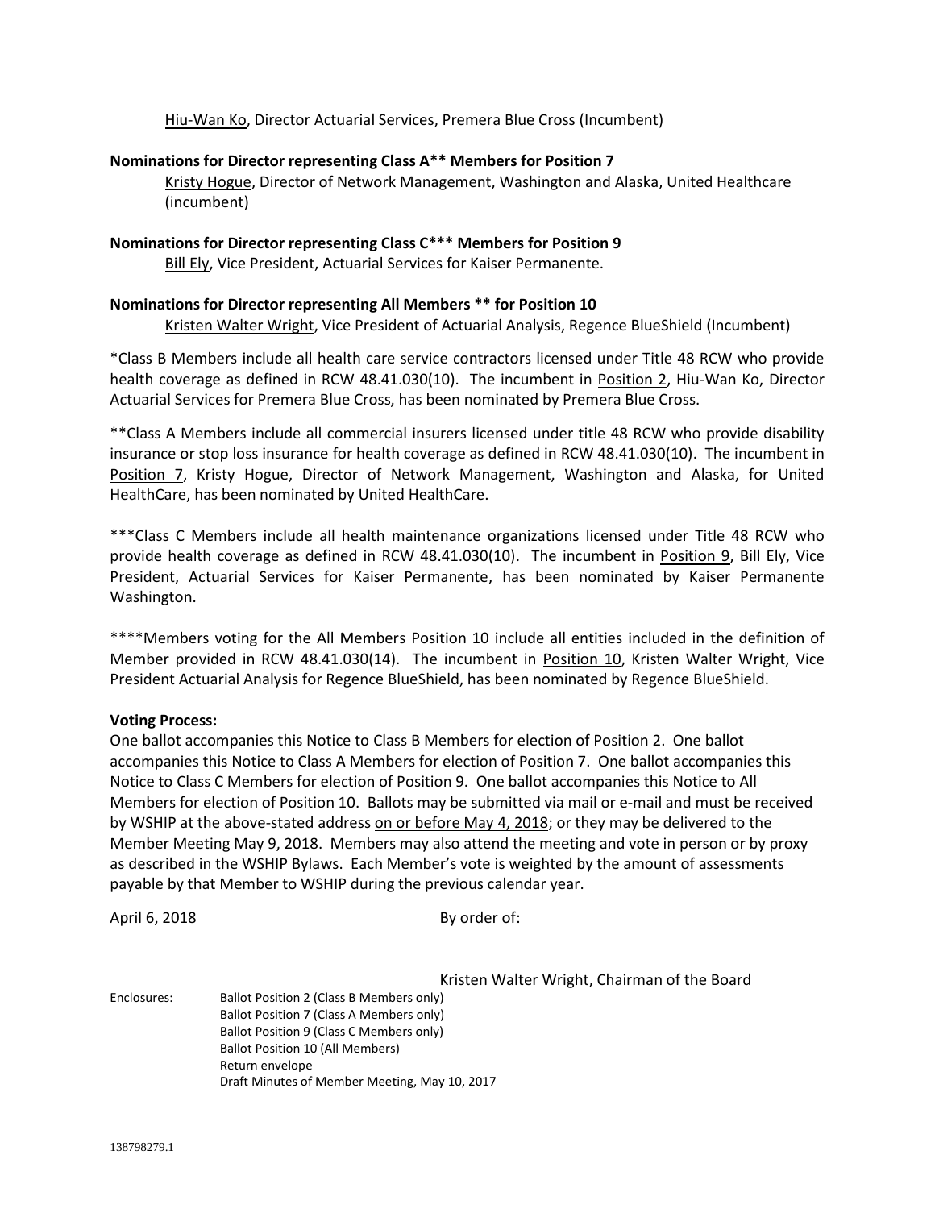Hiu-Wan Ko, Director Actuarial Services, Premera Blue Cross (Incumbent)

**Nominations for Director representing Class A** Members for Position 7**

Kristy Hogue, Director of Network Management, Washington and Alaska, United Healthcare (incumbent)

**Nominations for Director representing Class C*** Members for Position 9**

Bill Ely, Vice President, Actuarial Services for Kaiser Permanente.

**Nominations for Director representing All Members ** for Position 10**

Kristen Walter Wright, Vice President of Actuarial Analysis, Regence BlueShield (Incumbent)

*Class B Members include all health care service contractors licensed under Title 48 RCW who provide health coverage as defined in RCW 48.41.030(10). The incumbent in Position 2, Hiu-Wan Ko, Director Actuarial Services for Premera Blue Cross, has been nominated by Premera Blue Cross.

**Class A Members include all commercial insurers licensed under title 48 RCW who provide disability insurance or stop loss insurance for health coverage as defined in RCW 48.41.030(10). The incumbent in Position 7, Kristy Hogue, Director of Network Management, Washington and Alaska, for United HealthCare, has been nominated by United HealthCare.

***Class C Members include all health maintenance organizations licensed under Title 48 RCW who provide health coverage as defined in RCW 48.41.030(10). The incumbent in Position 9, Bill Ely, Vice President, Actuarial Services for Kaiser Permanente, has been nominated by Kaiser Permanente Washington.

****Members voting for the All Members Position 10 include all entities included in the definition of Member provided in RCW 48.41.030(14). The incumbent in Position 10, Kristen Walter Wright, Vice President Actuarial Analysis for Regence BlueShield, has been nominated by Regence BlueShield.

**Voting Process:**

One ballot accompanies this Notice to Class B Members for election of Position 2. One ballot accompanies this Notice to Class A Members for election of Position 7. One ballot accompanies this Notice to Class C Members for election of Position 9. One ballot accompanies this Notice to All Members for election of Position 10. Ballots may be submitted via mail or e-mail and must be received by WSHIP at the above-stated address on or before May 4, 2018; or they may be delivered to the Member Meeting May 9, 2018. Members may also attend the meeting and vote in person or by proxy as described in the WSHIP Bylaws. Each Member's vote is weighted by the amount of assessments payable by that Member to WSHIP during the previous calendar year.

April 6, 2018 By order of:

Kristen Walter Wright, Chairman of the Board

Enclosures:
- Ballot Position 2 (Class B Members only)
- Ballot Position 7 (Class A Members only)
- Ballot Position 9 (Class C Members only)
- Ballot Position 10 (All Members)
- Return envelope
- Draft Minutes of Member Meeting, May 10, 2017

138798279.1